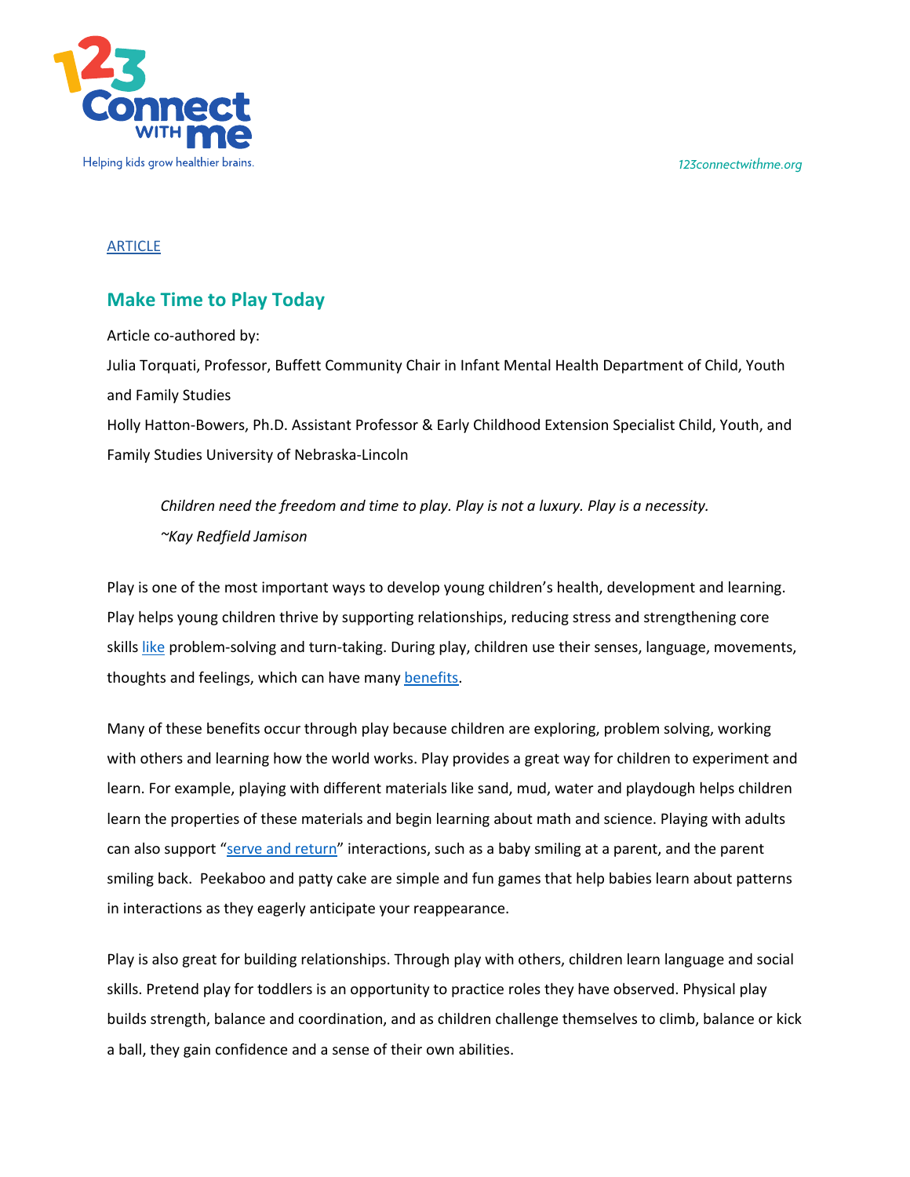ARTICLE

## Make Time to Play Today

Article co-authored by:

Julia Torquati, Professor, Buffett Community Chair in Infant Mental Health Department of Child, Youth and Family Studies

Holly Hatton-Bowers, Ph.D. Assistant Professor & Early Childhood Extension Specialist Child, Youth, and Family Studies University of Nebraska-Lincoln

> *Children need the freedom and time to play. Play is not a luxury. Play is a necessity.*
> *~Kay Redfield Jamison*

Play is one of the most important ways to develop young children's health, development and learning. Play helps young children thrive by supporting relationships, reducing stress and strengthening core skills like problem-solving and turn-taking. During play, children use their senses, language, movements, thoughts and feelings, which can have many benefits.

Many of these benefits occur through play because children are exploring, problem solving, working with others and learning how the world works. Play provides a great way for children to experiment and learn. For example, playing with different materials like sand, mud, water and playdough helps children learn the properties of these materials and begin learning about math and science. Playing with adults can also support "serve and return" interactions, such as a baby smiling at a parent, and the parent smiling back. Peekaboo and patty cake are simple and fun games that help babies learn about patterns in interactions as they eagerly anticipate your reappearance.

Play is also great for building relationships. Through play with others, children learn language and social skills. Pretend play for toddlers is an opportunity to practice roles they have observed. Physical play builds strength, balance and coordination, and as children challenge themselves to climb, balance or kick a ball, they gain confidence and a sense of their own abilities.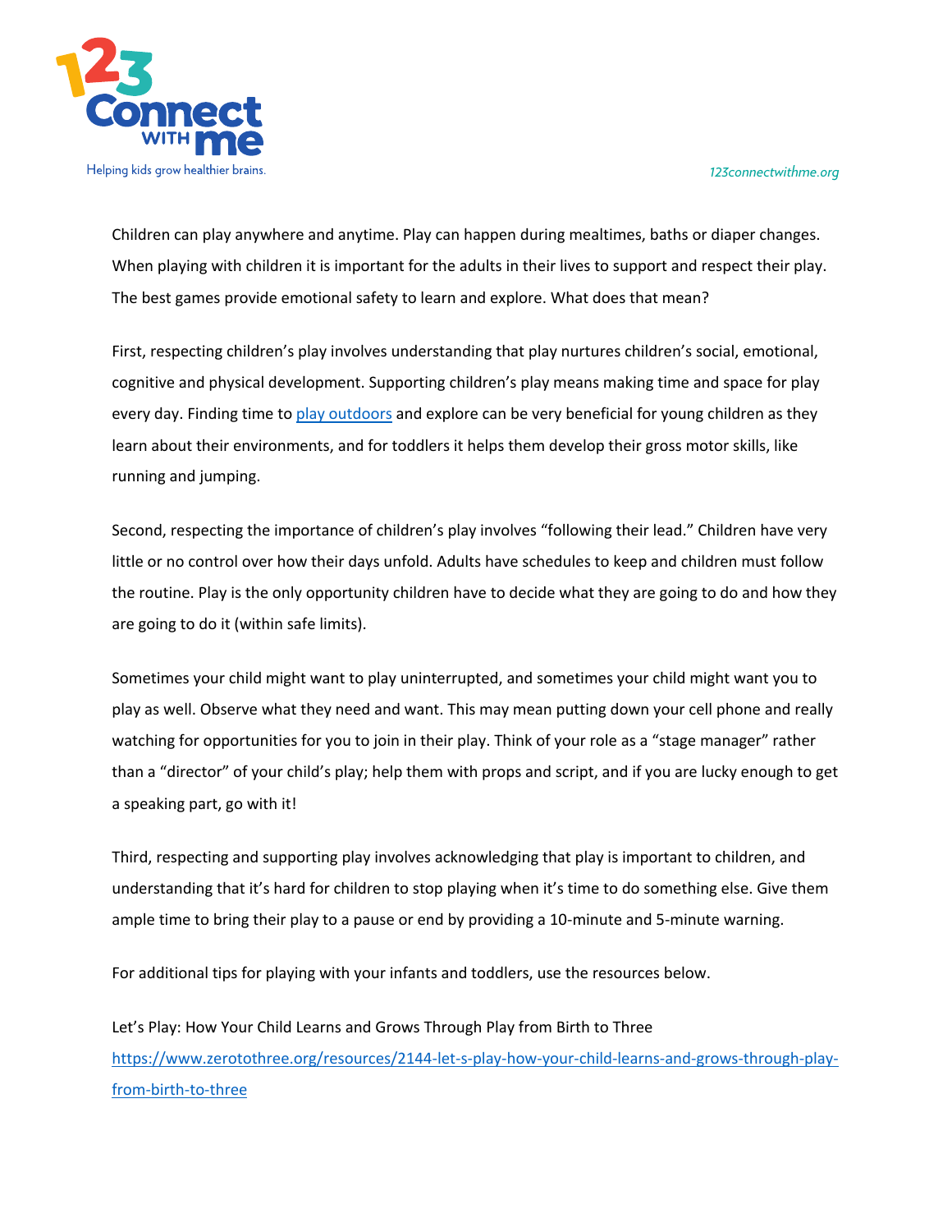Children can play anywhere and anytime. Play can happen during mealtimes, baths or diaper changes. When playing with children it is important for the adults in their lives to support and respect their play. The best games provide emotional safety to learn and explore. What does that mean?

First, respecting children's play involves understanding that play nurtures children's social, emotional, cognitive and physical development. Supporting children's play means making time and space for play every day. Finding time to [play outdoors]() and explore can be very beneficial for young children as they learn about their environments, and for toddlers it helps them develop their gross motor skills, like running and jumping.

Second, respecting the importance of children's play involves "following their lead." Children have very little or no control over how their days unfold. Adults have schedules to keep and children must follow the routine. Play is the only opportunity children have to decide what they are going to do and how they are going to do it (within safe limits).

Sometimes your child might want to play uninterrupted, and sometimes your child might want you to play as well. Observe what they need and want. This may mean putting down your cell phone and really watching for opportunities for you to join in their play. Think of your role as a "stage manager" rather than a "director" of your child's play; help them with props and script, and if you are lucky enough to get a speaking part, go with it!

Third, respecting and supporting play involves acknowledging that play is important to children, and understanding that it's hard for children to stop playing when it's time to do something else. Give them ample time to bring their play to a pause or end by providing a 10-minute and 5-minute warning.

For additional tips for playing with your infants and toddlers, use the resources below.

Let's Play: How Your Child Learns and Grows Through Play from Birth to Three
https://www.zerotothree.org/resources/2144-let-s-play-how-your-child-learns-and-grows-through-play-from-birth-to-three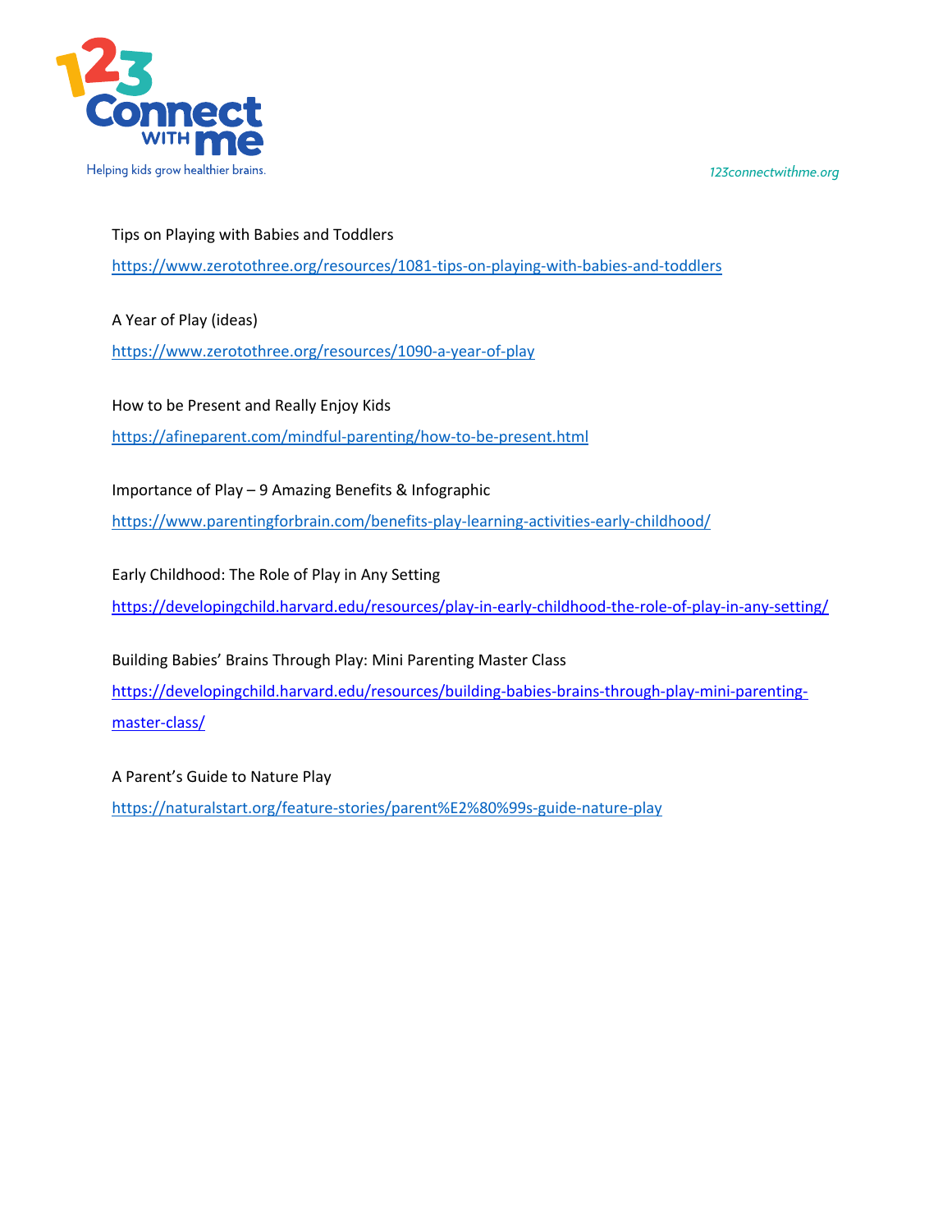Tips on Playing with Babies and Toddlers

https://www.zerotothree.org/resources/1081-tips-on-playing-with-babies-and-toddlers

A Year of Play (ideas)

https://www.zerotothree.org/resources/1090-a-year-of-play

How to be Present and Really Enjoy Kids

https://afineparent.com/mindful-parenting/how-to-be-present.html

Importance of Play – 9 Amazing Benefits & Infographic

https://www.parentingforbrain.com/benefits-play-learning-activities-early-childhood/

Early Childhood: The Role of Play in Any Setting

https://developingchild.harvard.edu/resources/play-in-early-childhood-the-role-of-play-in-any-setting/

Building Babies' Brains Through Play: Mini Parenting Master Class

https://developingchild.harvard.edu/resources/building-babies-brains-through-play-mini-parenting-master-class/

A Parent's Guide to Nature Play

https://naturalstart.org/feature-stories/parent%E2%80%99s-guide-nature-play